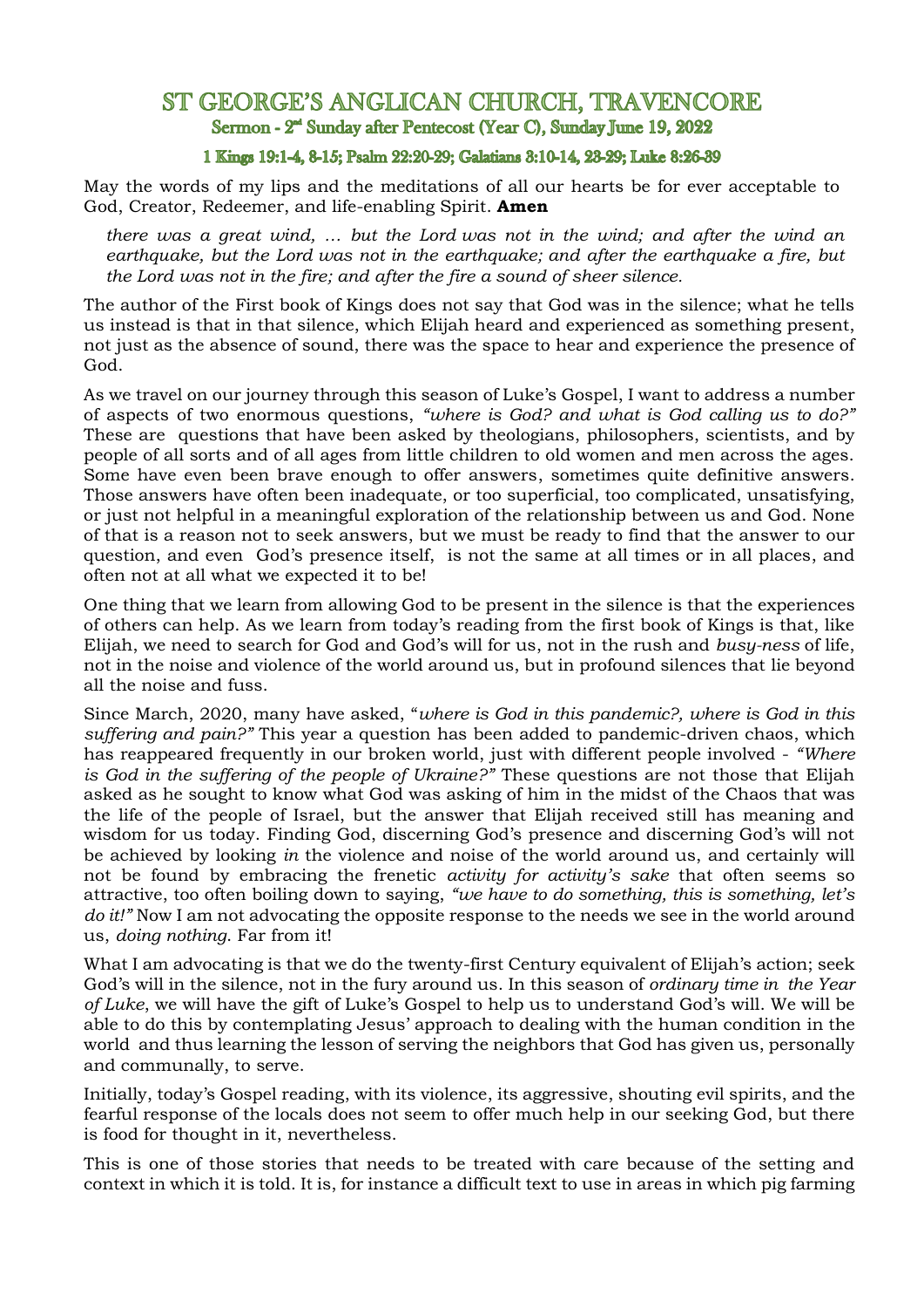# ST GEORGE'S ANGLICAN CHURCH, TRAVENCORE

## Sermon - 2nd Sunday after Pentecost (Year C), Sunday June 19, 2022

### 1 Kings 19:1-4, 8-15; Psalm 22:20-29; Galatians 3:10-14, 23-29; Luke 8:26-39

May the words of my lips and the meditations of all our hearts be for ever acceptable to God, Creator, Redeemer, and life-enabling Spirit. **Amen**

> *there was a great wind, … but the Lord was not in the wind; and after the wind an earthquake, but the Lord was not in the earthquake; and after the earthquake a fire, but the Lord was not in the fire; and after the fire a sound of sheer silence.*

The author of the First book of Kings does not say that God was in the silence; what he tells us instead is that in that silence, which Elijah heard and experienced as something present, not just as the absence of sound, there was the space to hear and experience the presence of God.

As we travel on our journey through this season of Luke's Gospel, I want to address a number of aspects of two enormous questions, *"where is God? and what is God calling us to do?"* These are questions that have been asked by theologians, philosophers, scientists, and by people of all sorts and of all ages from little children to old women and men across the ages. Some have even been brave enough to offer answers, sometimes quite definitive answers. Those answers have often been inadequate, or too superficial, too complicated, unsatisfying, or just not helpful in a meaningful exploration of the relationship between us and God. None of that is a reason not to seek answers, but we must be ready to find that the answer to our question, and even God's presence itself, is not the same at all times or in all places, and often not at all what we expected it to be!

One thing that we learn from allowing God to be present in the silence is that the experiences of others can help. As we learn from today's reading from the first book of Kings is that, like Elijah, we need to search for God and God's will for us, not in the rush and *busy-ness* of life, not in the noise and violence of the world around us, but in profound silences that lie beyond all the noise and fuss.

Since March, 2020, many have asked, "*where is God in this pandemic?, where is God in this suffering and pain?"* This year a question has been added to pandemic-driven chaos, which has reappeared frequently in our broken world, just with different people involved - *"Where is God in the suffering of the people of Ukraine?"* These questions are not those that Elijah asked as he sought to know what God was asking of him in the midst of the Chaos that was the life of the people of Israel, but the answer that Elijah received still has meaning and wisdom for us today. Finding God, discerning God's presence and discerning God's will not be achieved by looking *in* the violence and noise of the world around us, and certainly will not be found by embracing the frenetic *activity for activity's sake* that often seems so attractive, too often boiling down to saying, *"we have to do something, this is something, let's do it!"* Now I am not advocating the opposite response to the needs we see in the world around us, *doing nothing.* Far from it!

What I am advocating is that we do the twenty-first Century equivalent of Elijah's action; seek God's will in the silence, not in the fury around us. In this season of *ordinary time in the Year of Luke*, we will have the gift of Luke's Gospel to help us to understand God's will. We will be able to do this by contemplating Jesus' approach to dealing with the human condition in the world and thus learning the lesson of serving the neighbors that God has given us, personally and communally, to serve.

Initially, today's Gospel reading, with its violence, its aggressive, shouting evil spirits, and the fearful response of the locals does not seem to offer much help in our seeking God, but there is food for thought in it, nevertheless.

This is one of those stories that needs to be treated with care because of the setting and context in which it is told. It is, for instance a difficult text to use in areas in which pig farming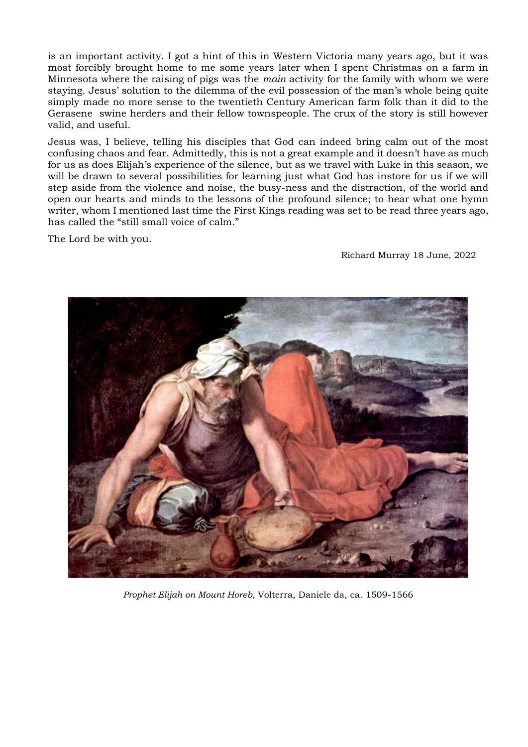is an important activity. I got a hint of this in Western Victoria many years ago, but it was most forcibly brought home to me some years later when I spent Christmas on a farm in Minnesota where the raising of pigs was the *main* activity for the family with whom we were staying. Jesus' solution to the dilemma of the evil possession of the man's whole being quite simply made no more sense to the twentieth Century American farm folk than it did to the Gerasene swine herders and their fellow townspeople. The crux of the story is still however valid, and useful.

Jesus was, I believe, telling his disciples that God can indeed bring calm out of the most confusing chaos and fear. Admittedly, this is not a great example and it doesn't have as much for us as does Elijah's experience of the silence, but as we travel with Luke in this season, we will be drawn to several possibilities for learning just what God has instore for us if we will step aside from the violence and noise, the busy-ness and the distraction, of the world and open our hearts and minds to the lessons of the profound silence; to hear what one hymn writer, whom I mentioned last time the First Kings reading was set to be read three years ago, has called the "still small voice of calm."

The Lord be with you.

Richard Murray 18 June, 2022

*Prophet Elijah on Mount Horeb,* Volterra, Daniele da, ca. 1509-1566